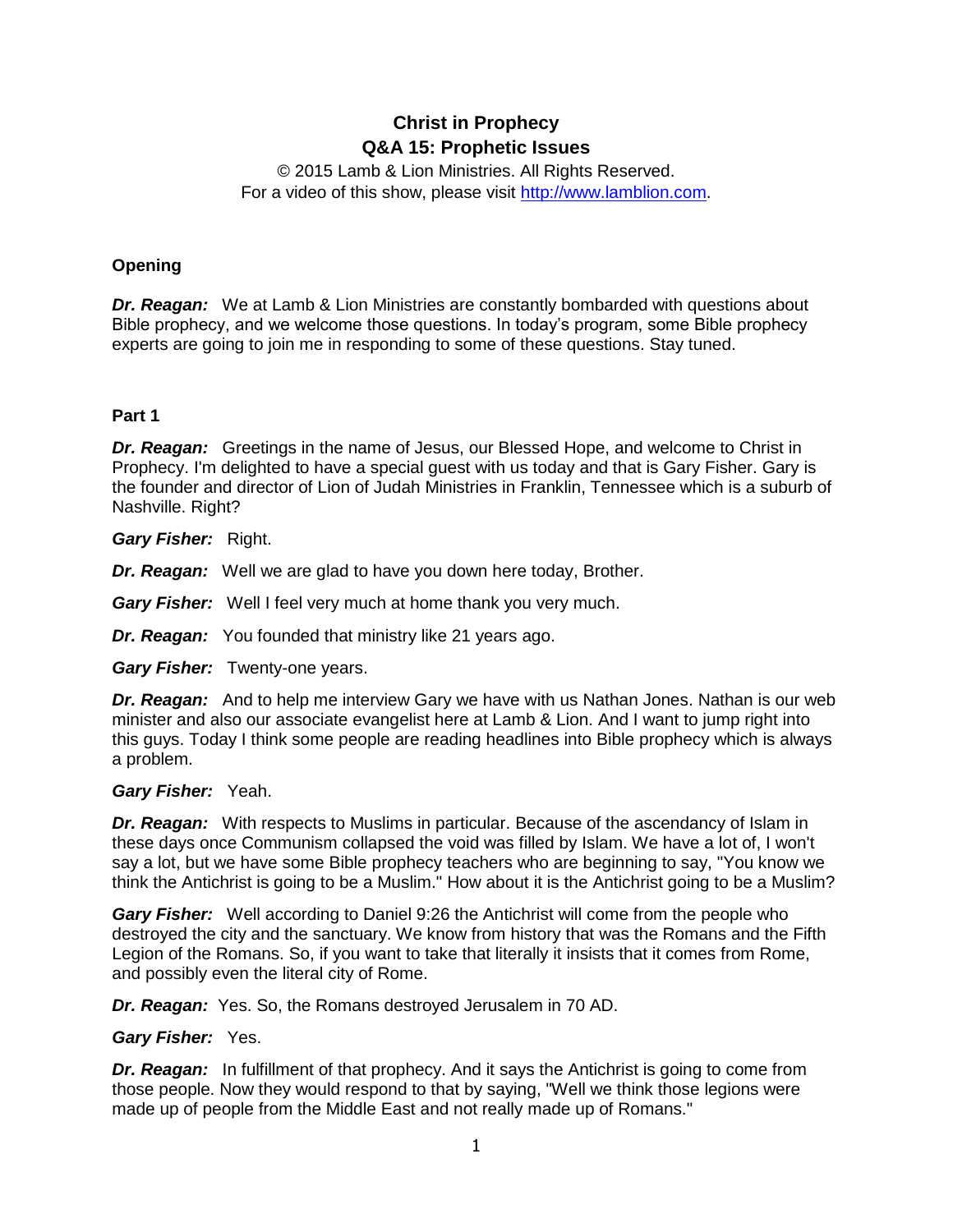# Christ in Prophecy
## Q&A 15: Prophetic Issues

© 2015 Lamb & Lion Ministries. All Rights Reserved.
For a video of this show, please visit http://www.lamblion.com.

### Opening

***Dr. Reagan:*** We at Lamb & Lion Ministries are constantly bombarded with questions about Bible prophecy, and we welcome those questions. In today's program, some Bible prophecy experts are going to join me in responding to some of these questions. Stay tuned.

### Part 1

***Dr. Reagan:*** Greetings in the name of Jesus, our Blessed Hope, and welcome to Christ in Prophecy. I'm delighted to have a special guest with us today and that is Gary Fisher. Gary is the founder and director of Lion of Judah Ministries in Franklin, Tennessee which is a suburb of Nashville. Right?

***Gary Fisher:*** Right.

***Dr. Reagan:*** Well we are glad to have you down here today, Brother.

***Gary Fisher:*** Well I feel very much at home thank you very much.

***Dr. Reagan:*** You founded that ministry like 21 years ago.

***Gary Fisher:*** Twenty-one years.

***Dr. Reagan:*** And to help me interview Gary we have with us Nathan Jones. Nathan is our web minister and also our associate evangelist here at Lamb & Lion. And I want to jump right into this guys. Today I think some people are reading headlines into Bible prophecy which is always a problem.

***Gary Fisher:*** Yeah.

***Dr. Reagan:*** With respects to Muslims in particular. Because of the ascendancy of Islam in these days once Communism collapsed the void was filled by Islam. We have a lot of, I won't say a lot, but we have some Bible prophecy teachers who are beginning to say, "You know we think the Antichrist is going to be a Muslim." How about it is the Antichrist going to be a Muslim?

***Gary Fisher:*** Well according to Daniel 9:26 the Antichrist will come from the people who destroyed the city and the sanctuary. We know from history that was the Romans and the Fifth Legion of the Romans. So, if you want to take that literally it insists that it comes from Rome, and possibly even the literal city of Rome.

***Dr. Reagan:*** Yes. So, the Romans destroyed Jerusalem in 70 AD.

***Gary Fisher:*** Yes.

***Dr. Reagan:*** In fulfillment of that prophecy. And it says the Antichrist is going to come from those people. Now they would respond to that by saying, "Well we think those legions were made up of people from the Middle East and not really made up of Romans."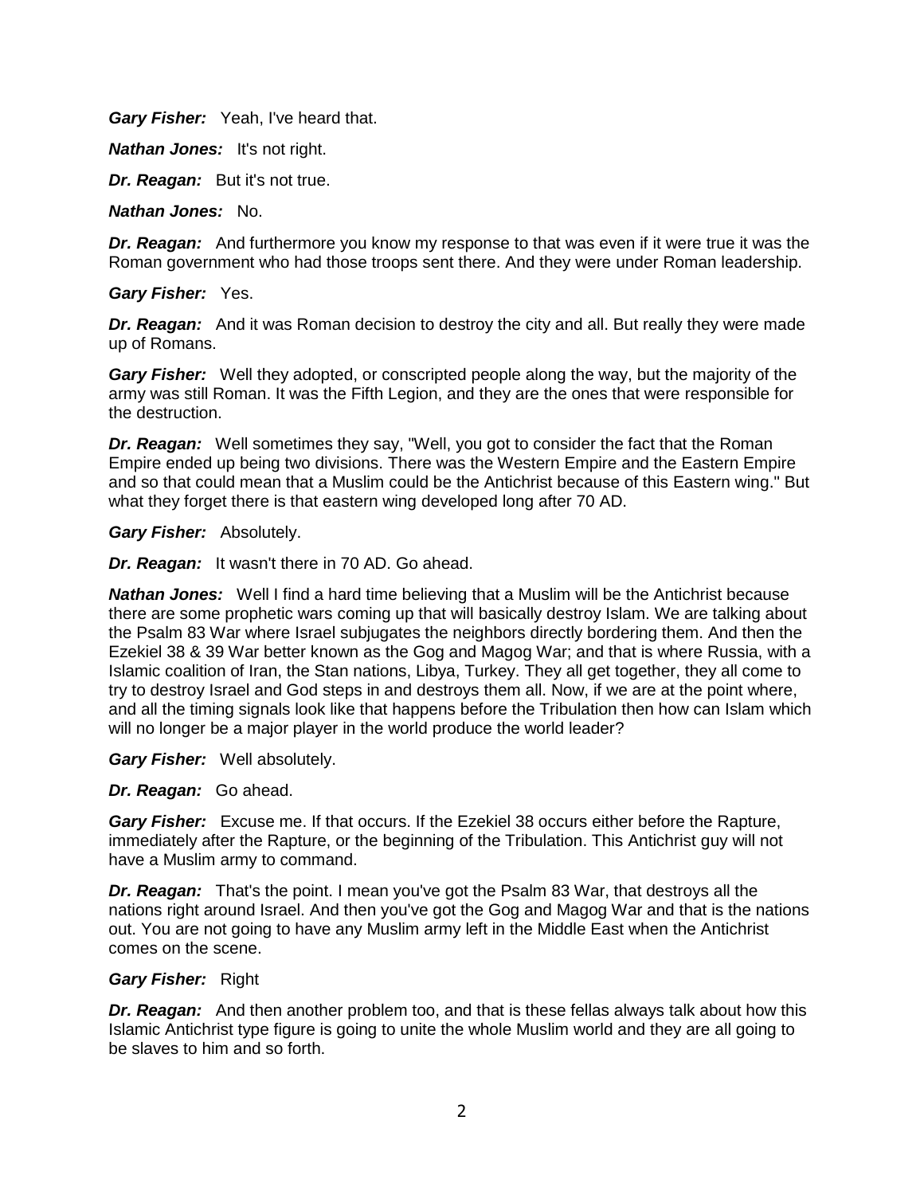***Gary Fisher:*** Yeah, I've heard that.

***Nathan Jones:*** It's not right.

***Dr. Reagan:*** But it's not true.

***Nathan Jones:*** No.

***Dr. Reagan:*** And furthermore you know my response to that was even if it were true it was the Roman government who had those troops sent there. And they were under Roman leadership.

***Gary Fisher:*** Yes.

***Dr. Reagan:*** And it was Roman decision to destroy the city and all. But really they were made up of Romans.

***Gary Fisher:*** Well they adopted, or conscripted people along the way, but the majority of the army was still Roman. It was the Fifth Legion, and they are the ones that were responsible for the destruction.

***Dr. Reagan:*** Well sometimes they say, "Well, you got to consider the fact that the Roman Empire ended up being two divisions. There was the Western Empire and the Eastern Empire and so that could mean that a Muslim could be the Antichrist because of this Eastern wing." But what they forget there is that eastern wing developed long after 70 AD.

***Gary Fisher:*** Absolutely.

***Dr. Reagan:*** It wasn't there in 70 AD. Go ahead.

***Nathan Jones:*** Well I find a hard time believing that a Muslim will be the Antichrist because there are some prophetic wars coming up that will basically destroy Islam. We are talking about the Psalm 83 War where Israel subjugates the neighbors directly bordering them. And then the Ezekiel 38 & 39 War better known as the Gog and Magog War; and that is where Russia, with a Islamic coalition of Iran, the Stan nations, Libya, Turkey. They all get together, they all come to try to destroy Israel and God steps in and destroys them all. Now, if we are at the point where, and all the timing signals look like that happens before the Tribulation then how can Islam which will no longer be a major player in the world produce the world leader?

***Gary Fisher:*** Well absolutely.

***Dr. Reagan:*** Go ahead.

***Gary Fisher:*** Excuse me. If that occurs. If the Ezekiel 38 occurs either before the Rapture, immediately after the Rapture, or the beginning of the Tribulation. This Antichrist guy will not have a Muslim army to command.

***Dr. Reagan:*** That's the point. I mean you've got the Psalm 83 War, that destroys all the nations right around Israel. And then you've got the Gog and Magog War and that is the nations out. You are not going to have any Muslim army left in the Middle East when the Antichrist comes on the scene.

***Gary Fisher:*** Right

***Dr. Reagan:*** And then another problem too, and that is these fellas always talk about how this Islamic Antichrist type figure is going to unite the whole Muslim world and they are all going to be slaves to him and so forth.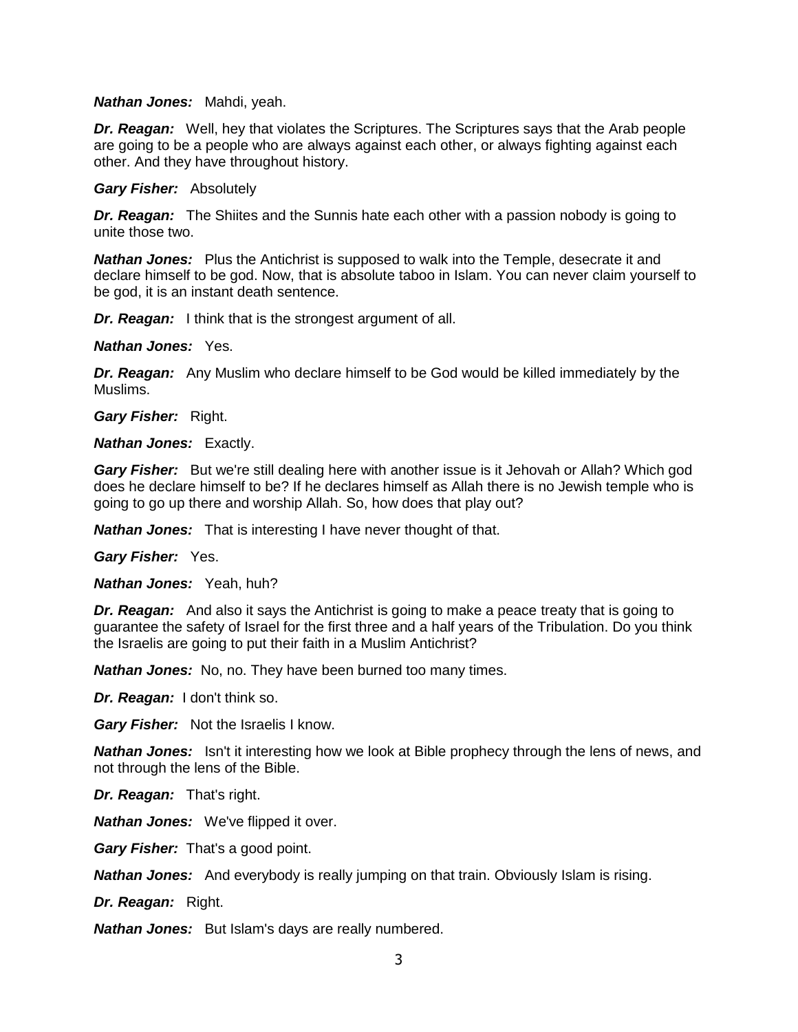***Nathan Jones:*** Mahdi, yeah.

***Dr. Reagan:*** Well, hey that violates the Scriptures. The Scriptures says that the Arab people are going to be a people who are always against each other, or always fighting against each other. And they have throughout history.

***Gary Fisher:*** Absolutely

***Dr. Reagan:*** The Shiites and the Sunnis hate each other with a passion nobody is going to unite those two.

***Nathan Jones:*** Plus the Antichrist is supposed to walk into the Temple, desecrate it and declare himself to be god. Now, that is absolute taboo in Islam. You can never claim yourself to be god, it is an instant death sentence.

***Dr. Reagan:*** I think that is the strongest argument of all.

***Nathan Jones:*** Yes.

***Dr. Reagan:*** Any Muslim who declare himself to be God would be killed immediately by the Muslims.

***Gary Fisher:*** Right.

***Nathan Jones:*** Exactly.

***Gary Fisher:*** But we're still dealing here with another issue is it Jehovah or Allah? Which god does he declare himself to be? If he declares himself as Allah there is no Jewish temple who is going to go up there and worship Allah. So, how does that play out?

***Nathan Jones:*** That is interesting I have never thought of that.

***Gary Fisher:*** Yes.

***Nathan Jones:*** Yeah, huh?

***Dr. Reagan:*** And also it says the Antichrist is going to make a peace treaty that is going to guarantee the safety of Israel for the first three and a half years of the Tribulation. Do you think the Israelis are going to put their faith in a Muslim Antichrist?

***Nathan Jones:*** No, no. They have been burned too many times.

***Dr. Reagan:*** I don't think so.

***Gary Fisher:*** Not the Israelis I know.

***Nathan Jones:*** Isn't it interesting how we look at Bible prophecy through the lens of news, and not through the lens of the Bible.

***Dr. Reagan:*** That's right.

***Nathan Jones:*** We've flipped it over.

***Gary Fisher:*** That's a good point.

***Nathan Jones:*** And everybody is really jumping on that train. Obviously Islam is rising.

***Dr. Reagan:*** Right.

***Nathan Jones:*** But Islam's days are really numbered.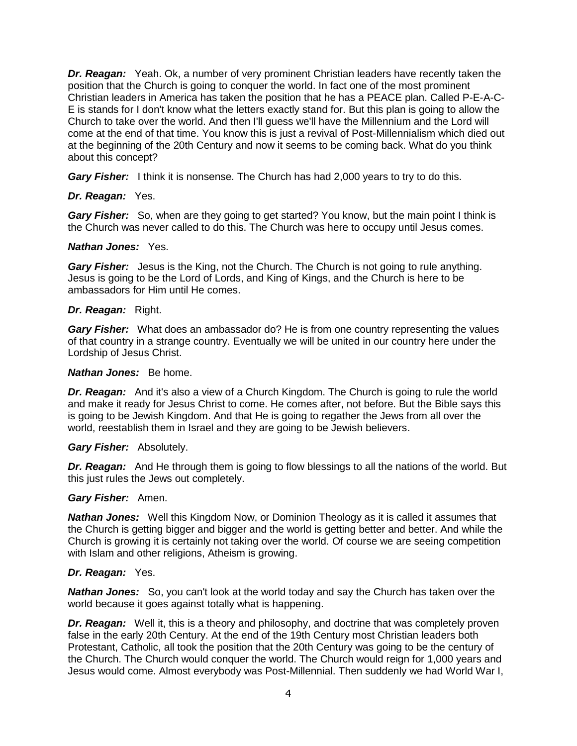***Dr. Reagan:*** Yeah. Ok, a number of very prominent Christian leaders have recently taken the position that the Church is going to conquer the world. In fact one of the most prominent Christian leaders in America has taken the position that he has a PEACE plan. Called P-E-A-C-E is stands for I don't know what the letters exactly stand for. But this plan is going to allow the Church to take over the world. And then I'll guess we'll have the Millennium and the Lord will come at the end of that time. You know this is just a revival of Post-Millennialism which died out at the beginning of the 20th Century and now it seems to be coming back. What do you think about this concept?

***Gary Fisher:*** I think it is nonsense. The Church has had 2,000 years to try to do this.

***Dr. Reagan:*** Yes.

***Gary Fisher:*** So, when are they going to get started? You know, but the main point I think is the Church was never called to do this. The Church was here to occupy until Jesus comes.

***Nathan Jones:*** Yes.

***Gary Fisher:*** Jesus is the King, not the Church. The Church is not going to rule anything. Jesus is going to be the Lord of Lords, and King of Kings, and the Church is here to be ambassadors for Him until He comes.

***Dr. Reagan:*** Right.

***Gary Fisher:*** What does an ambassador do? He is from one country representing the values of that country in a strange country. Eventually we will be united in our country here under the Lordship of Jesus Christ.

***Nathan Jones:*** Be home.

***Dr. Reagan:*** And it's also a view of a Church Kingdom. The Church is going to rule the world and make it ready for Jesus Christ to come. He comes after, not before. But the Bible says this is going to be Jewish Kingdom. And that He is going to regather the Jews from all over the world, reestablish them in Israel and they are going to be Jewish believers.

***Gary Fisher:*** Absolutely.

***Dr. Reagan:*** And He through them is going to flow blessings to all the nations of the world. But this just rules the Jews out completely.

***Gary Fisher:*** Amen.

***Nathan Jones:*** Well this Kingdom Now, or Dominion Theology as it is called it assumes that the Church is getting bigger and bigger and the world is getting better and better. And while the Church is growing it is certainly not taking over the world. Of course we are seeing competition with Islam and other religions, Atheism is growing.

***Dr. Reagan:*** Yes.

***Nathan Jones:*** So, you can't look at the world today and say the Church has taken over the world because it goes against totally what is happening.

***Dr. Reagan:*** Well it, this is a theory and philosophy, and doctrine that was completely proven false in the early 20th Century. At the end of the 19th Century most Christian leaders both Protestant, Catholic, all took the position that the 20th Century was going to be the century of the Church. The Church would conquer the world. The Church would reign for 1,000 years and Jesus would come. Almost everybody was Post-Millennial. Then suddenly we had World War I,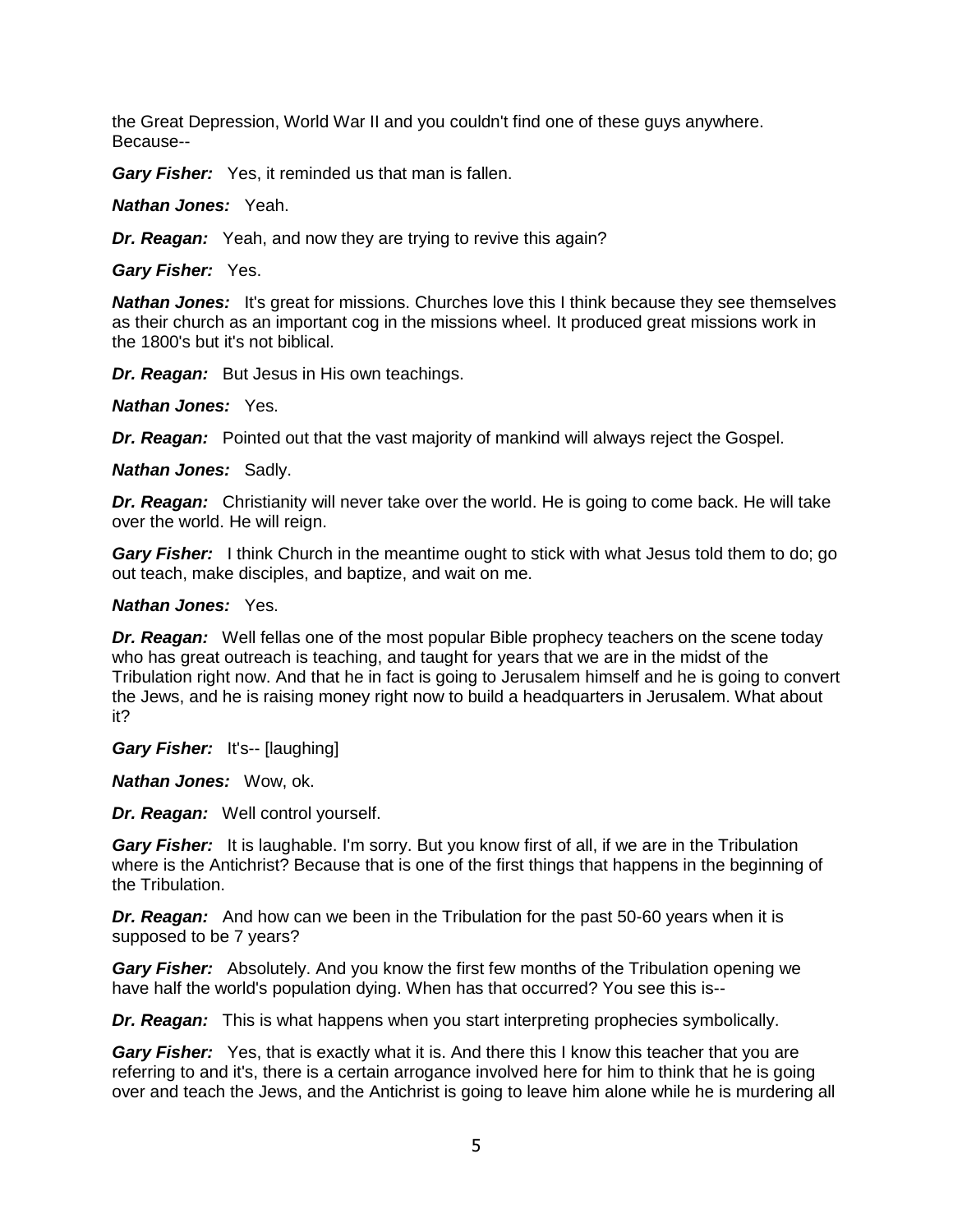the Great Depression, World War II and you couldn't find one of these guys anywhere. Because--

***Gary Fisher:*** Yes, it reminded us that man is fallen.

***Nathan Jones:*** Yeah.

***Dr. Reagan:*** Yeah, and now they are trying to revive this again?

***Gary Fisher:*** Yes.

***Nathan Jones:*** It's great for missions. Churches love this I think because they see themselves as their church as an important cog in the missions wheel. It produced great missions work in the 1800's but it's not biblical.

***Dr. Reagan:*** But Jesus in His own teachings.

***Nathan Jones:*** Yes.

***Dr. Reagan:*** Pointed out that the vast majority of mankind will always reject the Gospel.

***Nathan Jones:*** Sadly.

***Dr. Reagan:*** Christianity will never take over the world. He is going to come back. He will take over the world. He will reign.

***Gary Fisher:*** I think Church in the meantime ought to stick with what Jesus told them to do; go out teach, make disciples, and baptize, and wait on me.

***Nathan Jones:*** Yes.

***Dr. Reagan:*** Well fellas one of the most popular Bible prophecy teachers on the scene today who has great outreach is teaching, and taught for years that we are in the midst of the Tribulation right now. And that he in fact is going to Jerusalem himself and he is going to convert the Jews, and he is raising money right now to build a headquarters in Jerusalem. What about it?

***Gary Fisher:*** It's-- [laughing]

***Nathan Jones:*** Wow, ok.

***Dr. Reagan:*** Well control yourself.

***Gary Fisher:*** It is laughable. I'm sorry. But you know first of all, if we are in the Tribulation where is the Antichrist? Because that is one of the first things that happens in the beginning of the Tribulation.

***Dr. Reagan:*** And how can we been in the Tribulation for the past 50-60 years when it is supposed to be 7 years?

***Gary Fisher:*** Absolutely. And you know the first few months of the Tribulation opening we have half the world's population dying. When has that occurred? You see this is--

***Dr. Reagan:*** This is what happens when you start interpreting prophecies symbolically.

***Gary Fisher:*** Yes, that is exactly what it is. And there this I know this teacher that you are referring to and it's, there is a certain arrogance involved here for him to think that he is going over and teach the Jews, and the Antichrist is going to leave him alone while he is murdering all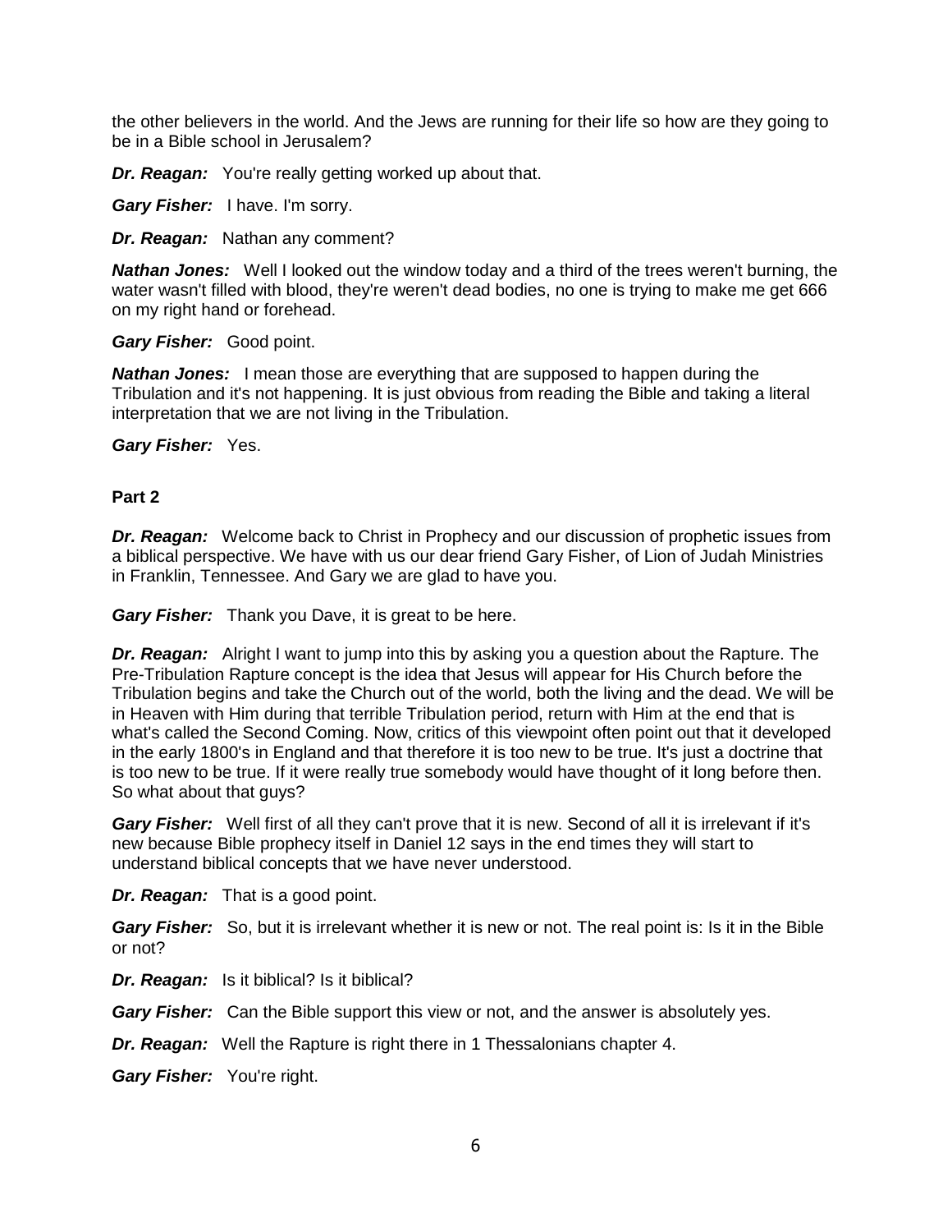the other believers in the world. And the Jews are running for their life so how are they going to be in a Bible school in Jerusalem?

***Dr. Reagan:*** You're really getting worked up about that.

***Gary Fisher:*** I have. I'm sorry.

***Dr. Reagan:*** Nathan any comment?

***Nathan Jones:*** Well I looked out the window today and a third of the trees weren't burning, the water wasn't filled with blood, they're weren't dead bodies, no one is trying to make me get 666 on my right hand or forehead.

***Gary Fisher:*** Good point.

***Nathan Jones:*** I mean those are everything that are supposed to happen during the Tribulation and it's not happening. It is just obvious from reading the Bible and taking a literal interpretation that we are not living in the Tribulation.

***Gary Fisher:*** Yes.

**Part 2**

***Dr. Reagan:*** Welcome back to Christ in Prophecy and our discussion of prophetic issues from a biblical perspective. We have with us our dear friend Gary Fisher, of Lion of Judah Ministries in Franklin, Tennessee. And Gary we are glad to have you.

***Gary Fisher:*** Thank you Dave, it is great to be here.

***Dr. Reagan:*** Alright I want to jump into this by asking you a question about the Rapture. The Pre-Tribulation Rapture concept is the idea that Jesus will appear for His Church before the Tribulation begins and take the Church out of the world, both the living and the dead. We will be in Heaven with Him during that terrible Tribulation period, return with Him at the end that is what's called the Second Coming. Now, critics of this viewpoint often point out that it developed in the early 1800's in England and that therefore it is too new to be true. It's just a doctrine that is too new to be true. If it were really true somebody would have thought of it long before then. So what about that guys?

***Gary Fisher:*** Well first of all they can't prove that it is new. Second of all it is irrelevant if it's new because Bible prophecy itself in Daniel 12 says in the end times they will start to understand biblical concepts that we have never understood.

***Dr. Reagan:*** That is a good point.

***Gary Fisher:*** So, but it is irrelevant whether it is new or not. The real point is: Is it in the Bible or not?

***Dr. Reagan:*** Is it biblical? Is it biblical?

***Gary Fisher:*** Can the Bible support this view or not, and the answer is absolutely yes.

***Dr. Reagan:*** Well the Rapture is right there in 1 Thessalonians chapter 4.

***Gary Fisher:*** You're right.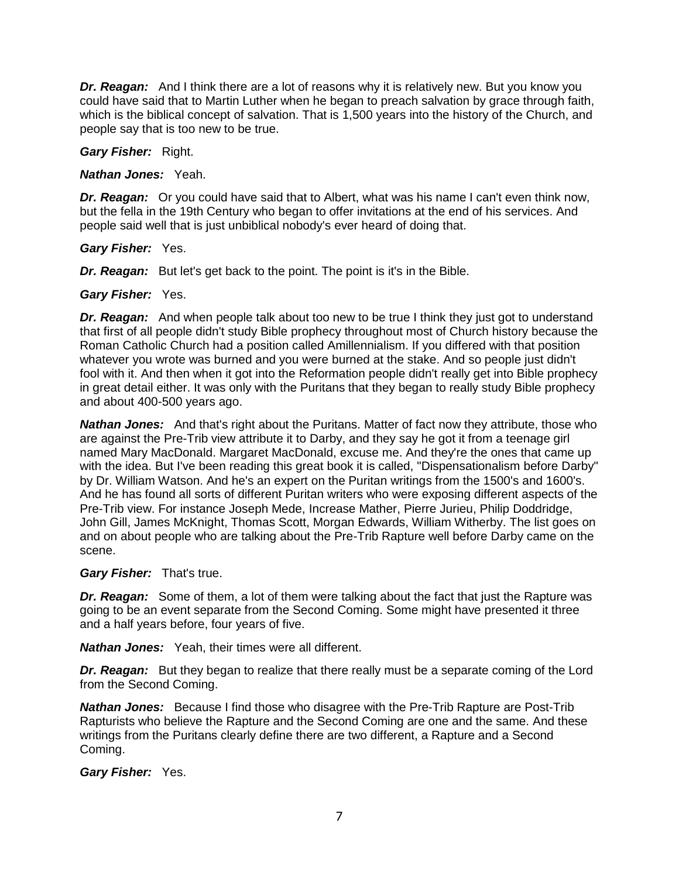***Dr. Reagan:*** And I think there are a lot of reasons why it is relatively new. But you know you could have said that to Martin Luther when he began to preach salvation by grace through faith, which is the biblical concept of salvation. That is 1,500 years into the history of the Church, and people say that is too new to be true.

***Gary Fisher:*** Right.

***Nathan Jones:*** Yeah.

***Dr. Reagan:*** Or you could have said that to Albert, what was his name I can't even think now, but the fella in the 19th Century who began to offer invitations at the end of his services. And people said well that is just unbiblical nobody's ever heard of doing that.

***Gary Fisher:*** Yes.

***Dr. Reagan:*** But let's get back to the point. The point is it's in the Bible.

***Gary Fisher:*** Yes.

***Dr. Reagan:*** And when people talk about too new to be true I think they just got to understand that first of all people didn't study Bible prophecy throughout most of Church history because the Roman Catholic Church had a position called Amillennialism. If you differed with that position whatever you wrote was burned and you were burned at the stake. And so people just didn't fool with it. And then when it got into the Reformation people didn't really get into Bible prophecy in great detail either. It was only with the Puritans that they began to really study Bible prophecy and about 400-500 years ago.

***Nathan Jones:*** And that's right about the Puritans. Matter of fact now they attribute, those who are against the Pre-Trib view attribute it to Darby, and they say he got it from a teenage girl named Mary MacDonald. Margaret MacDonald, excuse me. And they're the ones that came up with the idea. But I've been reading this great book it is called, "Dispensationalism before Darby" by Dr. William Watson. And he's an expert on the Puritan writings from the 1500's and 1600's. And he has found all sorts of different Puritan writers who were exposing different aspects of the Pre-Trib view. For instance Joseph Mede, Increase Mather, Pierre Jurieu, Philip Doddridge, John Gill, James McKnight, Thomas Scott, Morgan Edwards, William Witherby. The list goes on and on about people who are talking about the Pre-Trib Rapture well before Darby came on the scene.

***Gary Fisher:*** That's true.

***Dr. Reagan:*** Some of them, a lot of them were talking about the fact that just the Rapture was going to be an event separate from the Second Coming. Some might have presented it three and a half years before, four years of five.

***Nathan Jones:*** Yeah, their times were all different.

***Dr. Reagan:*** But they began to realize that there really must be a separate coming of the Lord from the Second Coming.

***Nathan Jones:*** Because I find those who disagree with the Pre-Trib Rapture are Post-Trib Rapturists who believe the Rapture and the Second Coming are one and the same. And these writings from the Puritans clearly define there are two different, a Rapture and a Second Coming.

***Gary Fisher:*** Yes.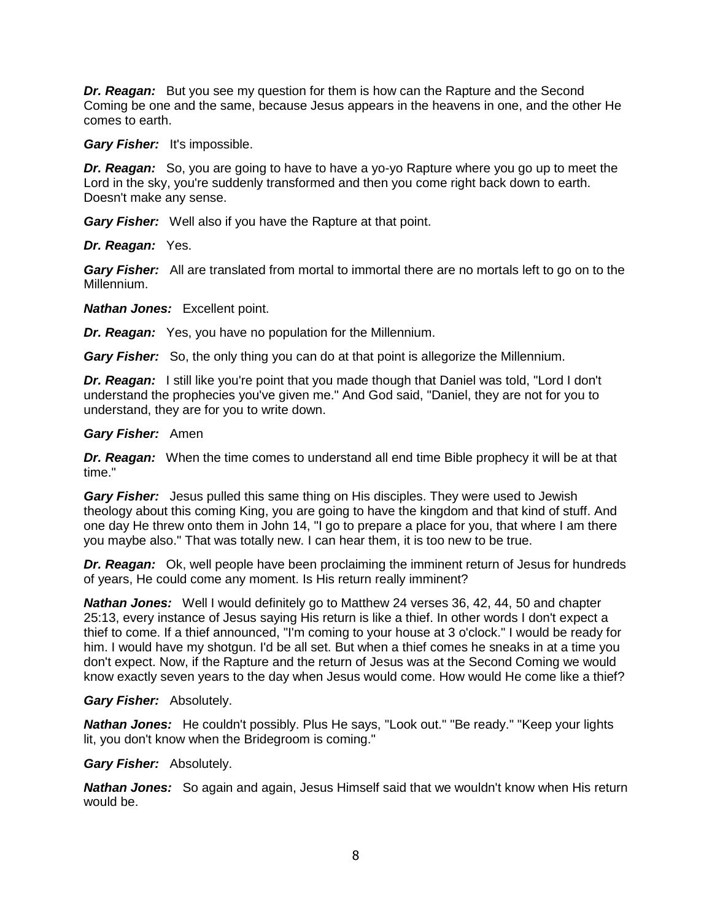***Dr. Reagan:*** But you see my question for them is how can the Rapture and the Second Coming be one and the same, because Jesus appears in the heavens in one, and the other He comes to earth.

***Gary Fisher:*** It's impossible.

***Dr. Reagan:*** So, you are going to have to have a yo-yo Rapture where you go up to meet the Lord in the sky, you're suddenly transformed and then you come right back down to earth. Doesn't make any sense.

***Gary Fisher:*** Well also if you have the Rapture at that point.

***Dr. Reagan:*** Yes.

***Gary Fisher:*** All are translated from mortal to immortal there are no mortals left to go on to the Millennium.

***Nathan Jones:*** Excellent point.

***Dr. Reagan:*** Yes, you have no population for the Millennium.

***Gary Fisher:*** So, the only thing you can do at that point is allegorize the Millennium.

***Dr. Reagan:*** I still like you're point that you made though that Daniel was told, "Lord I don't understand the prophecies you've given me." And God said, "Daniel, they are not for you to understand, they are for you to write down.

***Gary Fisher:*** Amen

***Dr. Reagan:*** When the time comes to understand all end time Bible prophecy it will be at that time."

***Gary Fisher:*** Jesus pulled this same thing on His disciples. They were used to Jewish theology about this coming King, you are going to have the kingdom and that kind of stuff. And one day He threw onto them in John 14, "I go to prepare a place for you, that where I am there you maybe also." That was totally new. I can hear them, it is too new to be true.

***Dr. Reagan:*** Ok, well people have been proclaiming the imminent return of Jesus for hundreds of years, He could come any moment. Is His return really imminent?

***Nathan Jones:*** Well I would definitely go to Matthew 24 verses 36, 42, 44, 50 and chapter 25:13, every instance of Jesus saying His return is like a thief. In other words I don't expect a thief to come. If a thief announced, "I'm coming to your house at 3 o'clock." I would be ready for him. I would have my shotgun. I'd be all set. But when a thief comes he sneaks in at a time you don't expect. Now, if the Rapture and the return of Jesus was at the Second Coming we would know exactly seven years to the day when Jesus would come. How would He come like a thief?

***Gary Fisher:*** Absolutely.

***Nathan Jones:*** He couldn't possibly. Plus He says, "Look out." "Be ready." "Keep your lights lit, you don't know when the Bridegroom is coming."

***Gary Fisher:*** Absolutely.

***Nathan Jones:*** So again and again, Jesus Himself said that we wouldn't know when His return would be.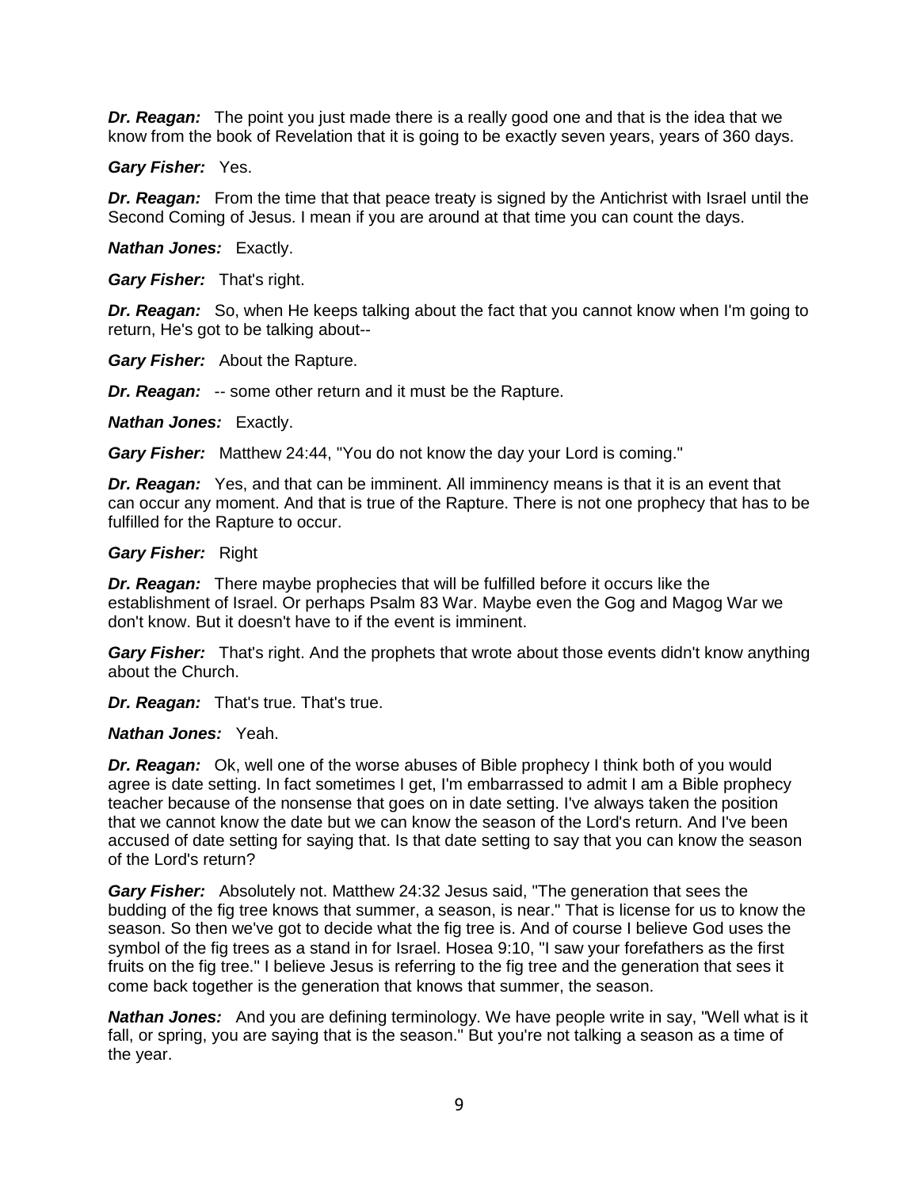***Dr. Reagan:*** The point you just made there is a really good one and that is the idea that we know from the book of Revelation that it is going to be exactly seven years, years of 360 days.

***Gary Fisher:*** Yes.

***Dr. Reagan:*** From the time that that peace treaty is signed by the Antichrist with Israel until the Second Coming of Jesus. I mean if you are around at that time you can count the days.

***Nathan Jones:*** Exactly.

***Gary Fisher:*** That's right.

***Dr. Reagan:*** So, when He keeps talking about the fact that you cannot know when I'm going to return, He's got to be talking about--

***Gary Fisher:*** About the Rapture.

***Dr. Reagan:*** -- some other return and it must be the Rapture.

***Nathan Jones:*** Exactly.

***Gary Fisher:*** Matthew 24:44, "You do not know the day your Lord is coming."

***Dr. Reagan:*** Yes, and that can be imminent. All imminency means is that it is an event that can occur any moment. And that is true of the Rapture. There is not one prophecy that has to be fulfilled for the Rapture to occur.

***Gary Fisher:*** Right

***Dr. Reagan:*** There maybe prophecies that will be fulfilled before it occurs like the establishment of Israel. Or perhaps Psalm 83 War. Maybe even the Gog and Magog War we don't know. But it doesn't have to if the event is imminent.

***Gary Fisher:*** That's right. And the prophets that wrote about those events didn't know anything about the Church.

***Dr. Reagan:*** That's true. That's true.

***Nathan Jones:*** Yeah.

***Dr. Reagan:*** Ok, well one of the worse abuses of Bible prophecy I think both of you would agree is date setting. In fact sometimes I get, I'm embarrassed to admit I am a Bible prophecy teacher because of the nonsense that goes on in date setting. I've always taken the position that we cannot know the date but we can know the season of the Lord's return. And I've been accused of date setting for saying that. Is that date setting to say that you can know the season of the Lord's return?

***Gary Fisher:*** Absolutely not. Matthew 24:32 Jesus said, "The generation that sees the budding of the fig tree knows that summer, a season, is near." That is license for us to know the season. So then we've got to decide what the fig tree is. And of course I believe God uses the symbol of the fig trees as a stand in for Israel. Hosea 9:10, "I saw your forefathers as the first fruits on the fig tree." I believe Jesus is referring to the fig tree and the generation that sees it come back together is the generation that knows that summer, the season.

***Nathan Jones:*** And you are defining terminology. We have people write in say, "Well what is it fall, or spring, you are saying that is the season." But you're not talking a season as a time of the year.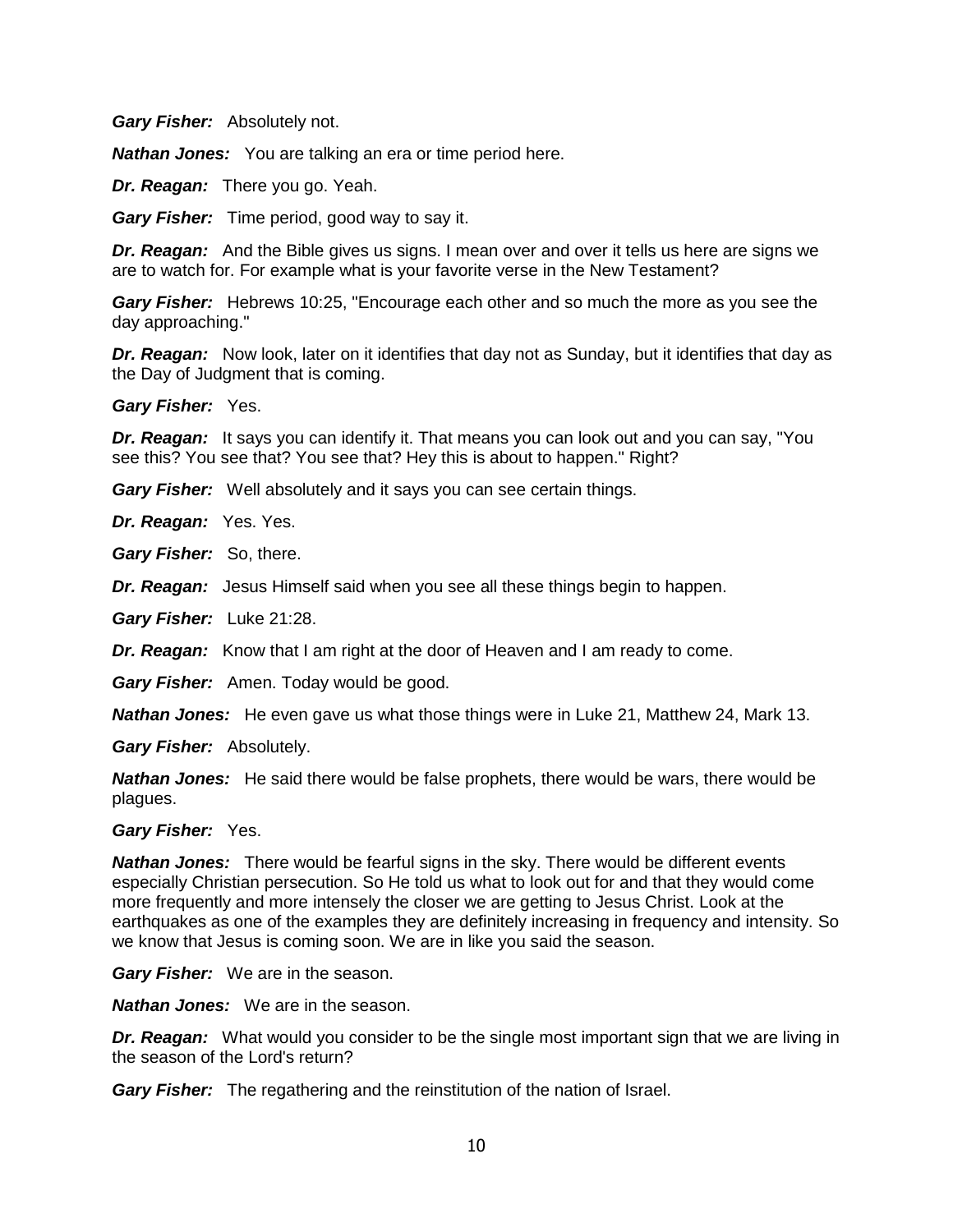***Gary Fisher:*** Absolutely not.

***Nathan Jones:*** You are talking an era or time period here.

***Dr. Reagan:*** There you go. Yeah.

***Gary Fisher:*** Time period, good way to say it.

***Dr. Reagan:*** And the Bible gives us signs. I mean over and over it tells us here are signs we are to watch for. For example what is your favorite verse in the New Testament?

***Gary Fisher:*** Hebrews 10:25, "Encourage each other and so much the more as you see the day approaching."

***Dr. Reagan:*** Now look, later on it identifies that day not as Sunday, but it identifies that day as the Day of Judgment that is coming.

***Gary Fisher:*** Yes.

***Dr. Reagan:*** It says you can identify it. That means you can look out and you can say, "You see this? You see that? You see that? Hey this is about to happen." Right?

***Gary Fisher:*** Well absolutely and it says you can see certain things.

***Dr. Reagan:*** Yes. Yes.

***Gary Fisher:*** So, there.

***Dr. Reagan:*** Jesus Himself said when you see all these things begin to happen.

***Gary Fisher:*** Luke 21:28.

***Dr. Reagan:*** Know that I am right at the door of Heaven and I am ready to come.

***Gary Fisher:*** Amen. Today would be good.

***Nathan Jones:*** He even gave us what those things were in Luke 21, Matthew 24, Mark 13.

***Gary Fisher:*** Absolutely.

***Nathan Jones:*** He said there would be false prophets, there would be wars, there would be plagues.

***Gary Fisher:*** Yes.

***Nathan Jones:*** There would be fearful signs in the sky. There would be different events especially Christian persecution. So He told us what to look out for and that they would come more frequently and more intensely the closer we are getting to Jesus Christ. Look at the earthquakes as one of the examples they are definitely increasing in frequency and intensity. So we know that Jesus is coming soon. We are in like you said the season.

***Gary Fisher:*** We are in the season.

***Nathan Jones:*** We are in the season.

***Dr. Reagan:*** What would you consider to be the single most important sign that we are living in the season of the Lord's return?

***Gary Fisher:*** The regathering and the reinstitution of the nation of Israel.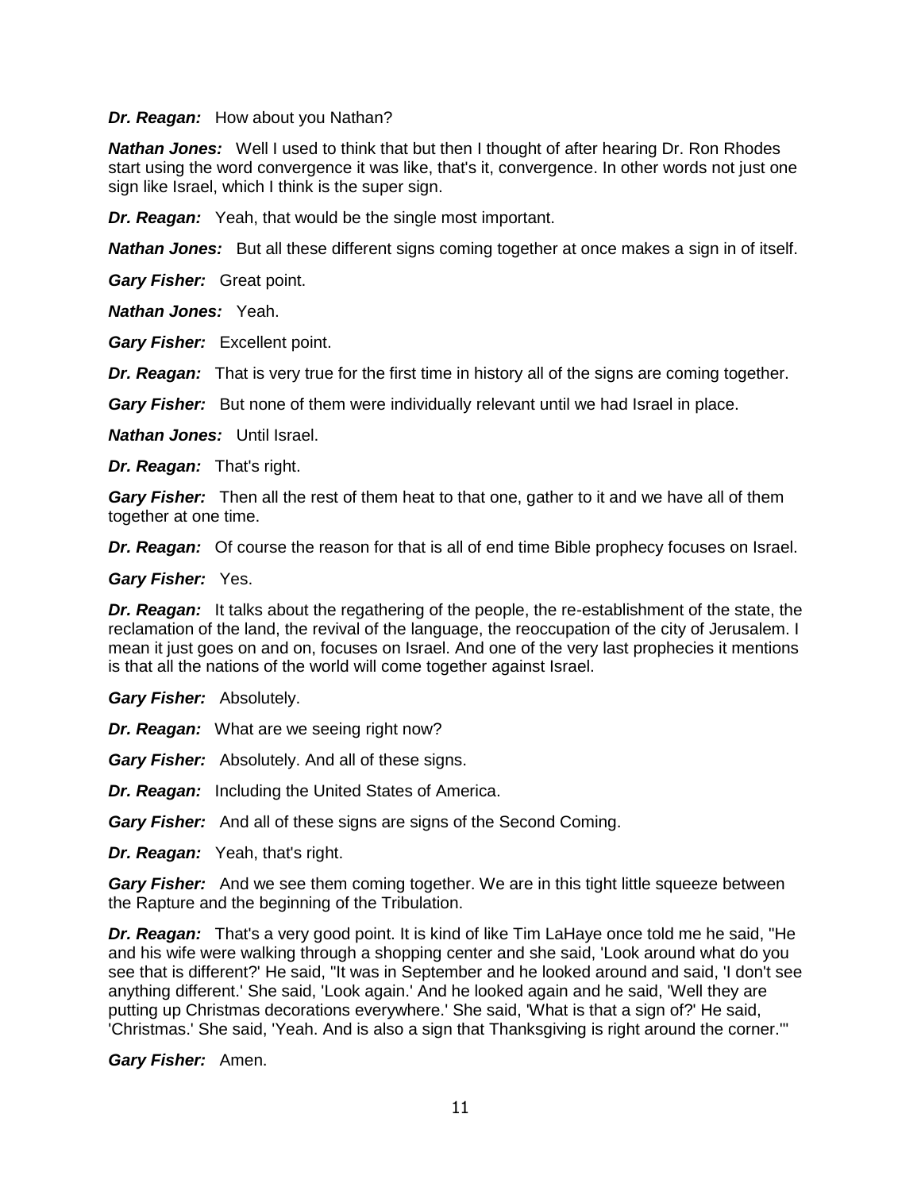***Dr. Reagan:*** How about you Nathan?

***Nathan Jones:*** Well I used to think that but then I thought of after hearing Dr. Ron Rhodes start using the word convergence it was like, that's it, convergence. In other words not just one sign like Israel, which I think is the super sign.

***Dr. Reagan:*** Yeah, that would be the single most important.

***Nathan Jones:*** But all these different signs coming together at once makes a sign in of itself.

***Gary Fisher:*** Great point.

***Nathan Jones:*** Yeah.

***Gary Fisher:*** Excellent point.

***Dr. Reagan:*** That is very true for the first time in history all of the signs are coming together.

***Gary Fisher:*** But none of them were individually relevant until we had Israel in place.

***Nathan Jones:*** Until Israel.

***Dr. Reagan:*** That's right.

***Gary Fisher:*** Then all the rest of them heat to that one, gather to it and we have all of them together at one time.

***Dr. Reagan:*** Of course the reason for that is all of end time Bible prophecy focuses on Israel.

***Gary Fisher:*** Yes.

***Dr. Reagan:*** It talks about the regathering of the people, the re-establishment of the state, the reclamation of the land, the revival of the language, the reoccupation of the city of Jerusalem. I mean it just goes on and on, focuses on Israel. And one of the very last prophecies it mentions is that all the nations of the world will come together against Israel.

***Gary Fisher:*** Absolutely.

***Dr. Reagan:*** What are we seeing right now?

***Gary Fisher:*** Absolutely. And all of these signs.

***Dr. Reagan:*** Including the United States of America.

***Gary Fisher:*** And all of these signs are signs of the Second Coming.

***Dr. Reagan:*** Yeah, that's right.

***Gary Fisher:*** And we see them coming together. We are in this tight little squeeze between the Rapture and the beginning of the Tribulation.

***Dr. Reagan:*** That's a very good point. It is kind of like Tim LaHaye once told me he said, "He and his wife were walking through a shopping center and she said, 'Look around what do you see that is different?' He said, "It was in September and he looked around and said, 'I don't see anything different.' She said, 'Look again.' And he looked again and he said, 'Well they are putting up Christmas decorations everywhere.' She said, 'What is that a sign of?' He said, 'Christmas.' She said, 'Yeah. And is also a sign that Thanksgiving is right around the corner.'"

***Gary Fisher:*** Amen.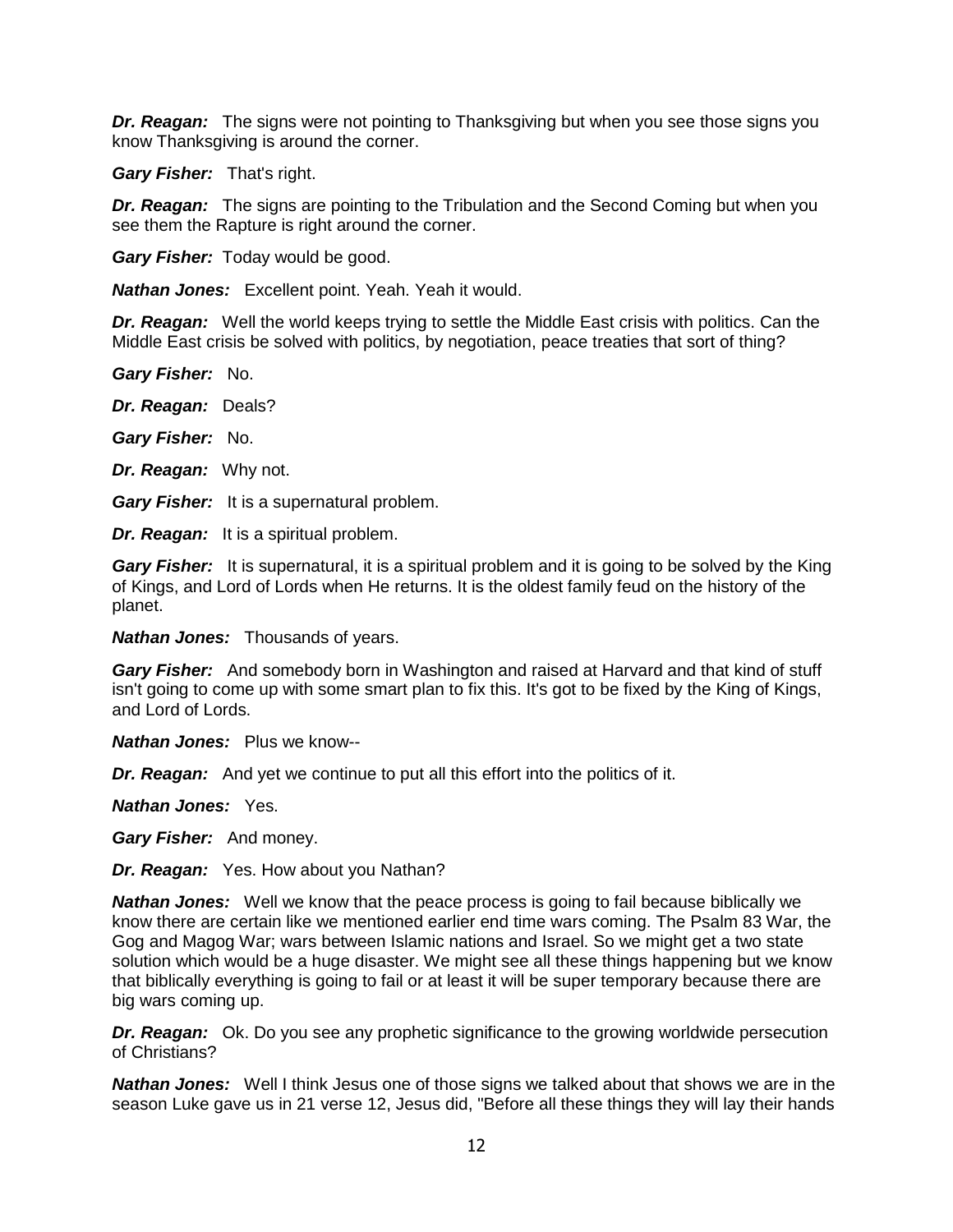***Dr. Reagan:*** The signs were not pointing to Thanksgiving but when you see those signs you know Thanksgiving is around the corner.

***Gary Fisher:*** That's right.

***Dr. Reagan:*** The signs are pointing to the Tribulation and the Second Coming but when you see them the Rapture is right around the corner.

***Gary Fisher:*** Today would be good.

***Nathan Jones:*** Excellent point. Yeah. Yeah it would.

***Dr. Reagan:*** Well the world keeps trying to settle the Middle East crisis with politics. Can the Middle East crisis be solved with politics, by negotiation, peace treaties that sort of thing?

***Gary Fisher:*** No.

***Dr. Reagan:*** Deals?

***Gary Fisher:*** No.

***Dr. Reagan:*** Why not.

***Gary Fisher:*** It is a supernatural problem.

***Dr. Reagan:*** It is a spiritual problem.

***Gary Fisher:*** It is supernatural, it is a spiritual problem and it is going to be solved by the King of Kings, and Lord of Lords when He returns. It is the oldest family feud on the history of the planet.

***Nathan Jones:*** Thousands of years.

***Gary Fisher:*** And somebody born in Washington and raised at Harvard and that kind of stuff isn't going to come up with some smart plan to fix this. It's got to be fixed by the King of Kings, and Lord of Lords.

***Nathan Jones:*** Plus we know--

***Dr. Reagan:*** And yet we continue to put all this effort into the politics of it.

***Nathan Jones:*** Yes.

***Gary Fisher:*** And money.

***Dr. Reagan:*** Yes. How about you Nathan?

***Nathan Jones:*** Well we know that the peace process is going to fail because biblically we know there are certain like we mentioned earlier end time wars coming. The Psalm 83 War, the Gog and Magog War; wars between Islamic nations and Israel. So we might get a two state solution which would be a huge disaster. We might see all these things happening but we know that biblically everything is going to fail or at least it will be super temporary because there are big wars coming up.

***Dr. Reagan:*** Ok. Do you see any prophetic significance to the growing worldwide persecution of Christians?

***Nathan Jones:*** Well I think Jesus one of those signs we talked about that shows we are in the season Luke gave us in 21 verse 12, Jesus did, "Before all these things they will lay their hands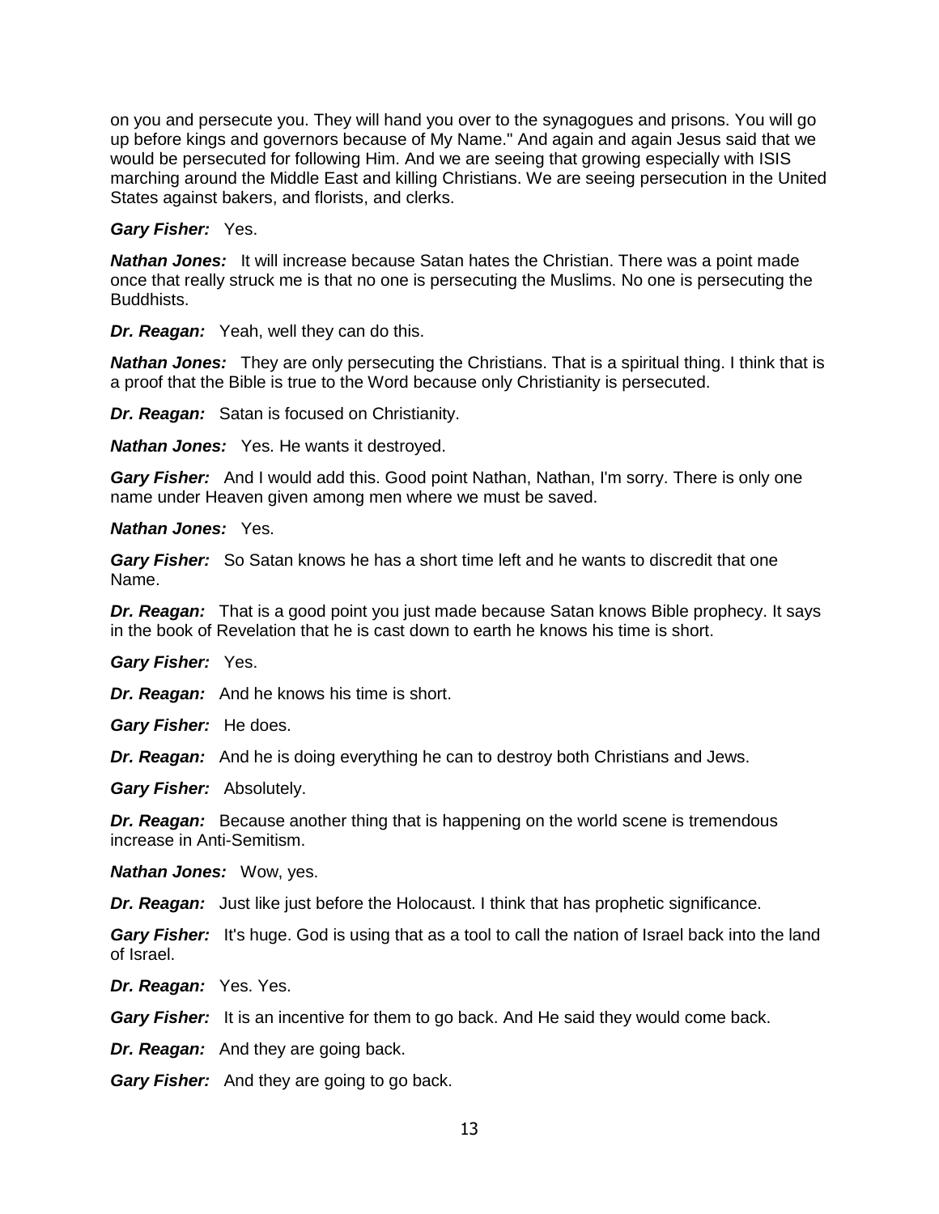on you and persecute you. They will hand you over to the synagogues and prisons. You will go up before kings and governors because of My Name." And again and again Jesus said that we would be persecuted for following Him. And we are seeing that growing especially with ISIS marching around the Middle East and killing Christians. We are seeing persecution in the United States against bakers, and florists, and clerks.

***Gary Fisher:*** Yes.

***Nathan Jones:*** It will increase because Satan hates the Christian. There was a point made once that really struck me is that no one is persecuting the Muslims. No one is persecuting the Buddhists.

***Dr. Reagan:*** Yeah, well they can do this.

***Nathan Jones:*** They are only persecuting the Christians. That is a spiritual thing. I think that is a proof that the Bible is true to the Word because only Christianity is persecuted.

***Dr. Reagan:*** Satan is focused on Christianity.

***Nathan Jones:*** Yes. He wants it destroyed.

***Gary Fisher:*** And I would add this. Good point Nathan, Nathan, I'm sorry. There is only one name under Heaven given among men where we must be saved.

***Nathan Jones:*** Yes.

***Gary Fisher:*** So Satan knows he has a short time left and he wants to discredit that one Name.

***Dr. Reagan:*** That is a good point you just made because Satan knows Bible prophecy. It says in the book of Revelation that he is cast down to earth he knows his time is short.

***Gary Fisher:*** Yes.

***Dr. Reagan:*** And he knows his time is short.

***Gary Fisher:*** He does.

***Dr. Reagan:*** And he is doing everything he can to destroy both Christians and Jews.

***Gary Fisher:*** Absolutely.

***Dr. Reagan:*** Because another thing that is happening on the world scene is tremendous increase in Anti-Semitism.

***Nathan Jones:*** Wow, yes.

***Dr. Reagan:*** Just like just before the Holocaust. I think that has prophetic significance.

***Gary Fisher:*** It's huge. God is using that as a tool to call the nation of Israel back into the land of Israel.

***Dr. Reagan:*** Yes. Yes.

***Gary Fisher:*** It is an incentive for them to go back. And He said they would come back.

***Dr. Reagan:*** And they are going back.

***Gary Fisher:*** And they are going to go back.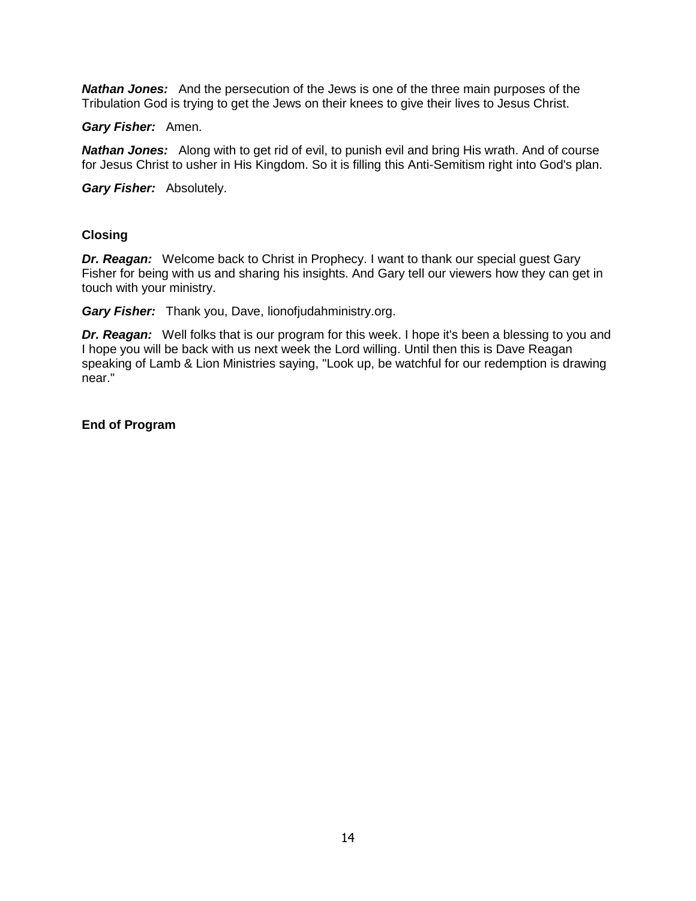***Nathan Jones:*** And the persecution of the Jews is one of the three main purposes of the Tribulation God is trying to get the Jews on their knees to give their lives to Jesus Christ.

***Gary Fisher:*** Amen.

***Nathan Jones:*** Along with to get rid of evil, to punish evil and bring His wrath. And of course for Jesus Christ to usher in His Kingdom. So it is filling this Anti-Semitism right into God's plan.

***Gary Fisher:*** Absolutely.

**Closing**

***Dr. Reagan:*** Welcome back to Christ in Prophecy. I want to thank our special guest Gary Fisher for being with us and sharing his insights. And Gary tell our viewers how they can get in touch with your ministry.

***Gary Fisher:*** Thank you, Dave, lionofjudahministry.org.

***Dr. Reagan:*** Well folks that is our program for this week. I hope it's been a blessing to you and I hope you will be back with us next week the Lord willing. Until then this is Dave Reagan speaking of Lamb & Lion Ministries saying, "Look up, be watchful for our redemption is drawing near."

**End of Program**